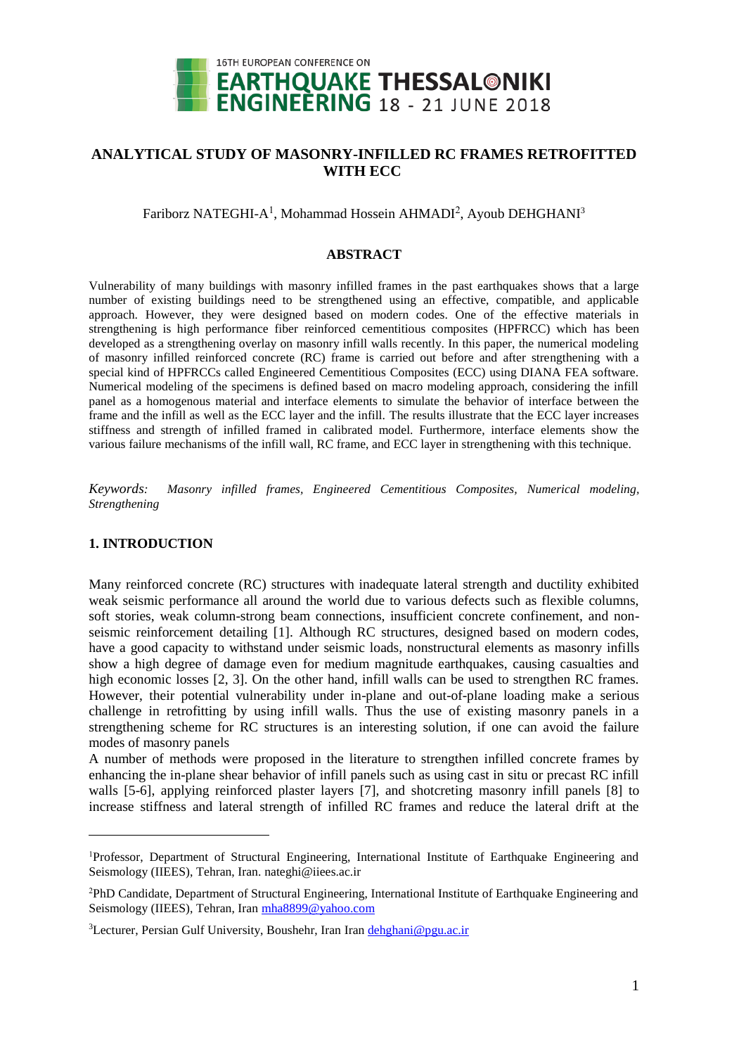# ANALYTICAL STUDY OF MASONRY-INFILLED RC FRAMES RETROFITTED WITH ECC

Fariborz NATEGHI-A[1], Mohammad Hossein AHMADI[2], Ayoub DEHGHANI[3]

## ABSTRACT

Vulnerability of many buildings with masonry infilled frames in the past earthquakes shows that a large number of existing buildings need to be strengthened using an effective, compatible, and applicable approach. However, they were designed based on modern codes. One of the effective materials in strengthening is high performance fiber reinforced cementitious composites (HPFRCC) which has been developed as a strengthening overlay on masonry infill walls recently. In this paper, the numerical modeling of masonry infilled reinforced concrete (RC) frame is carried out before and after strengthening with a special kind of HPFRCCs called Engineered Cementitious Composites (ECC) using DIANA FEA software. Numerical modeling of the specimens is defined based on macro modeling approach, considering the infill panel as a homogenous material and interface elements to simulate the behavior of interface between the frame and the infill as well as the ECC layer and the infill. The results illustrate that the ECC layer increases stiffness and strength of infilled framed in calibrated model. Furthermore, interface elements show the various failure mechanisms of the infill wall, RC frame, and ECC layer in strengthening with this technique.

*Keywords: Masonry infilled frames, Engineered Cementitious Composites, Numerical modeling, Strengthening*

## 1. INTRODUCTION

Many reinforced concrete (RC) structures with inadequate lateral strength and ductility exhibited weak seismic performance all around the world due to various defects such as flexible columns, soft stories, weak column-strong beam connections, insufficient concrete confinement, and non-seismic reinforcement detailing [1]. Although RC structures, designed based on modern codes, have a good capacity to withstand under seismic loads, nonstructural elements as masonry infills show a high degree of damage even for medium magnitude earthquakes, causing casualties and high economic losses [2, 3]. On the other hand, infill walls can be used to strengthen RC frames. However, their potential vulnerability under in-plane and out-of-plane loading make a serious challenge in retrofitting by using infill walls. Thus the use of existing masonry panels in a strengthening scheme for RC structures is an interesting solution, if one can avoid the failure modes of masonry panels

A number of methods were proposed in the literature to strengthen infilled concrete frames by enhancing the in-plane shear behavior of infill panels such as using cast in situ or precast RC infill walls [5-6], applying reinforced plaster layers [7], and shotcreting masonry infill panels [8] to increase stiffness and lateral strength of infilled RC frames and reduce the lateral drift at the

---

[1]Professor, Department of Structural Engineering, International Institute of Earthquake Engineering and Seismology (IIEES), Tehran, Iran. nateghi@iiees.ac.ir

[2]PhD Candidate, Department of Structural Engineering, International Institute of Earthquake Engineering and Seismology (IIEES), Tehran, Iran mha8899@yahoo.com

[3]Lecturer, Persian Gulf University, Boushehr, Iran Iran dehghani@pgu.ac.ir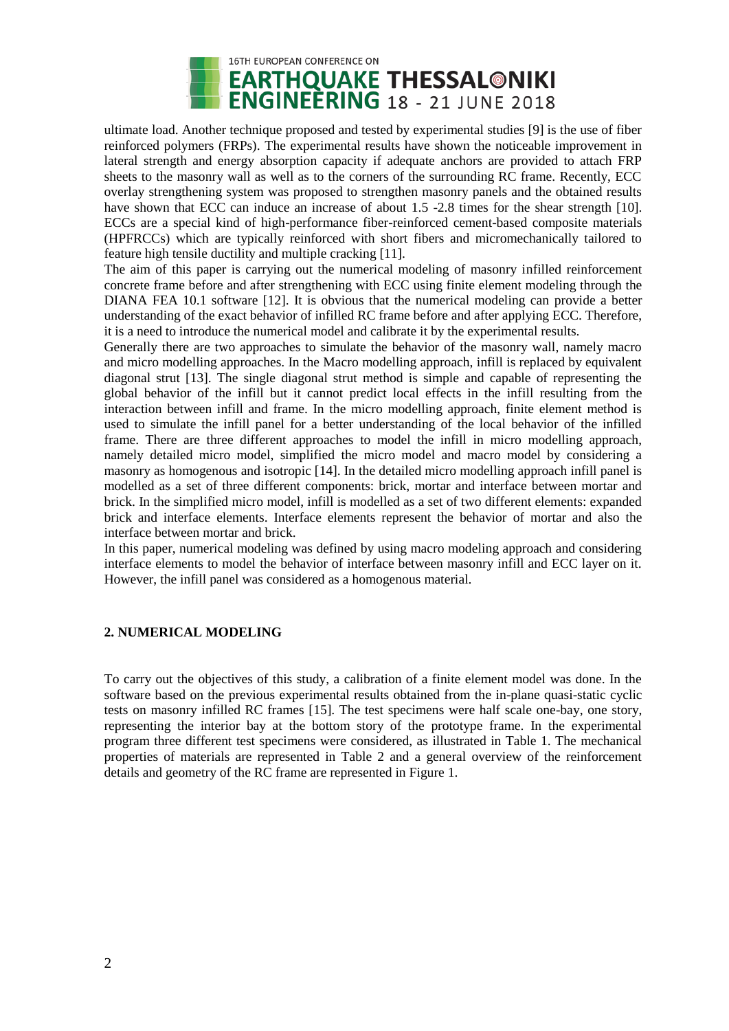ultimate load. Another technique proposed and tested by experimental studies [9] is the use of fiber reinforced polymers (FRPs). The experimental results have shown the noticeable improvement in lateral strength and energy absorption capacity if adequate anchors are provided to attach FRP sheets to the masonry wall as well as to the corners of the surrounding RC frame. Recently, ECC overlay strengthening system was proposed to strengthen masonry panels and the obtained results have shown that ECC can induce an increase of about 1.5 -2.8 times for the shear strength [10]. ECCs are a special kind of high-performance fiber-reinforced cement-based composite materials (HPFRCCs) which are typically reinforced with short fibers and micromechanically tailored to feature high tensile ductility and multiple cracking [11].

The aim of this paper is carrying out the numerical modeling of masonry infilled reinforcement concrete frame before and after strengthening with ECC using finite element modeling through the DIANA FEA 10.1 software [12]. It is obvious that the numerical modeling can provide a better understanding of the exact behavior of infilled RC frame before and after applying ECC. Therefore, it is a need to introduce the numerical model and calibrate it by the experimental results.

Generally there are two approaches to simulate the behavior of the masonry wall, namely macro and micro modelling approaches. In the Macro modelling approach, infill is replaced by equivalent diagonal strut [13]. The single diagonal strut method is simple and capable of representing the global behavior of the infill but it cannot predict local effects in the infill resulting from the interaction between infill and frame. In the micro modelling approach, finite element method is used to simulate the infill panel for a better understanding of the local behavior of the infilled frame. There are three different approaches to model the infill in micro modelling approach, namely detailed micro model, simplified the micro model and macro model by considering a masonry as homogenous and isotropic [14]. In the detailed micro modelling approach infill panel is modelled as a set of three different components: brick, mortar and interface between mortar and brick. In the simplified micro model, infill is modelled as a set of two different elements: expanded brick and interface elements. Interface elements represent the behavior of mortar and also the interface between mortar and brick.

In this paper, numerical modeling was defined by using macro modeling approach and considering interface elements to model the behavior of interface between masonry infill and ECC layer on it. However, the infill panel was considered as a homogenous material.

## 2. NUMERICAL MODELING

To carry out the objectives of this study, a calibration of a finite element model was done. In the software based on the previous experimental results obtained from the in-plane quasi-static cyclic tests on masonry infilled RC frames [15]. The test specimens were half scale one-bay, one story, representing the interior bay at the bottom story of the prototype frame. In the experimental program three different test specimens were considered, as illustrated in Table 1. The mechanical properties of materials are represented in Table 2 and a general overview of the reinforcement details and geometry of the RC frame are represented in Figure 1.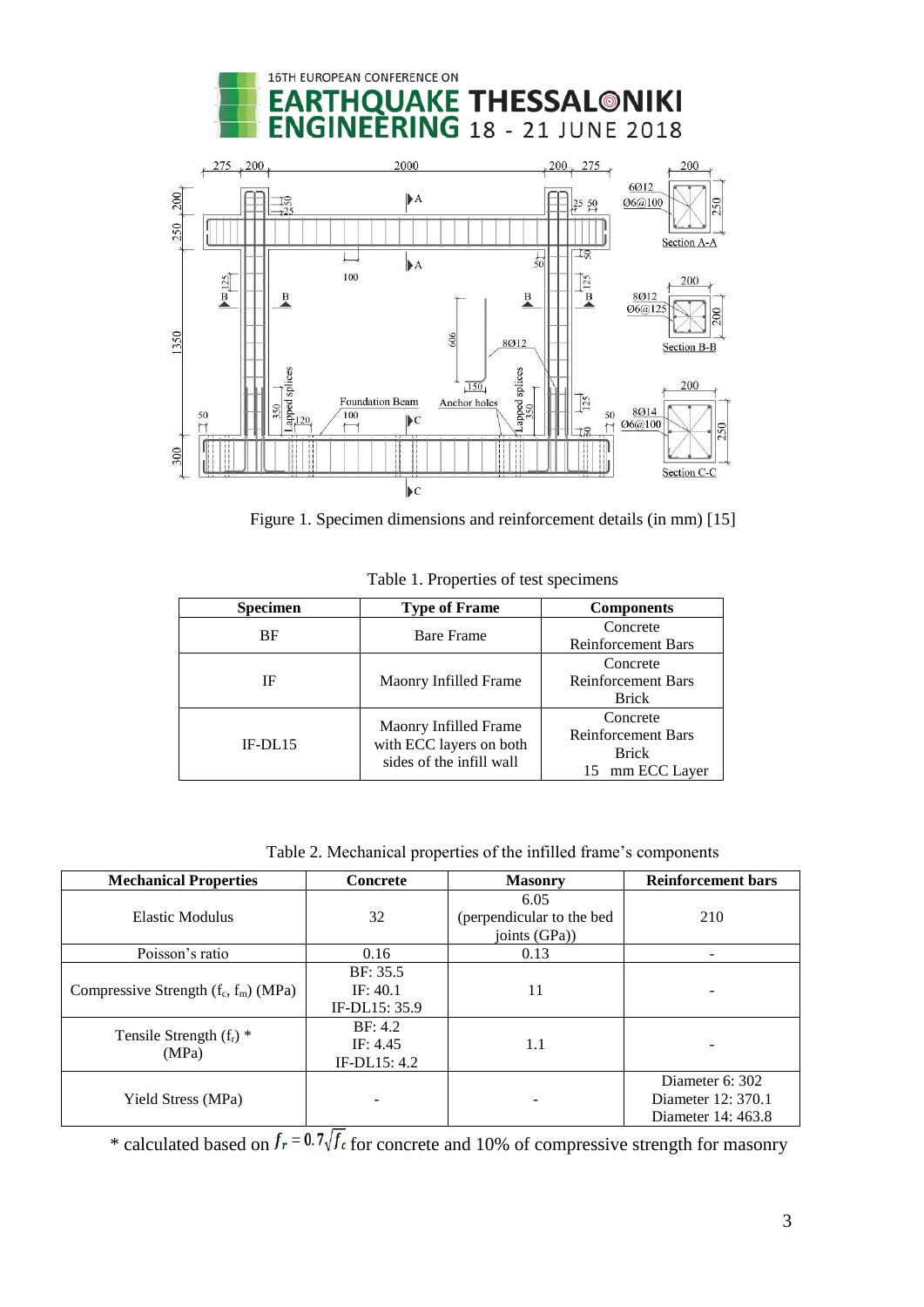Figure 1. Specimen dimensions and reinforcement details (in mm) [15]

Table 1. Properties of test specimens

| Specimen | Type of Frame | Components |
|---|---|---|
| BF | Bare Frame | Concrete<br>Reinforcement Bars |
| IF | Maonry Infilled Frame | Concrete<br>Reinforcement Bars<br>Brick |
| IF-DL15 | Maonry Infilled Frame with ECC layers on both sides of the infill wall | Concrete<br>Reinforcement Bars<br>Brick<br>15 mm ECC Layer |

Table 2. Mechanical properties of the infilled frame's components

| Mechanical Properties | Concrete | Masonry | Reinforcement bars |
|---|---|---|---|
| Elastic Modulus | 32 | 6.05<br>(perpendicular to the bed joints (GPa)) | 210 |
| Poisson's ratio | 0.16 | 0.13 | - |
| Compressive Strength ($f_c$, $f_m$) (MPa) | BF: 35.5<br>IF: 40.1<br>IF-DL15: 35.9 | 11 | - |
| Tensile Strength ($f_r$) *<br>(MPa) | BF: 4.2<br>IF: 4.45<br>IF-DL15: 4.2 | 1.1 | - |
| Yield Stress (MPa) | - | - | Diameter 6: 302<br>Diameter 12: 370.1<br>Diameter 14: 463.8 |

* calculated based on $f_r = 0.7\sqrt{f_c}$ for concrete and 10% of compressive strength for masonry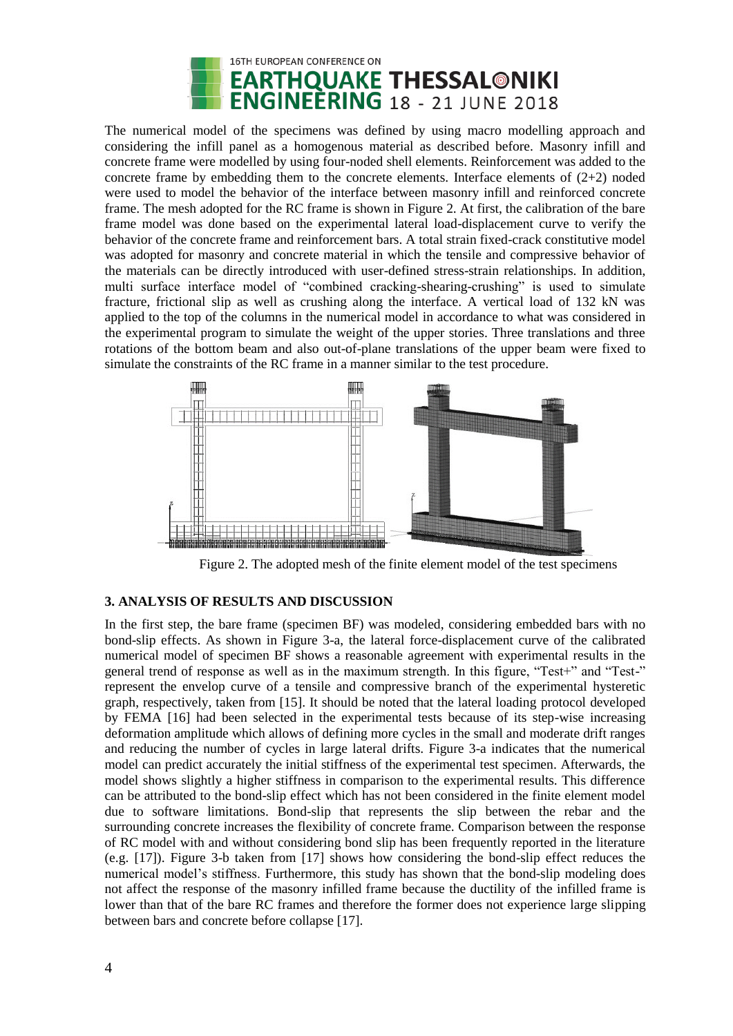The numerical model of the specimens was defined by using macro modelling approach and considering the infill panel as a homogenous material as described before. Masonry infill and concrete frame were modelled by using four-noded shell elements. Reinforcement was added to the concrete frame by embedding them to the concrete elements. Interface elements of (2+2) noded were used to model the behavior of the interface between masonry infill and reinforced concrete frame. The mesh adopted for the RC frame is shown in Figure 2. At first, the calibration of the bare frame model was done based on the experimental lateral load-displacement curve to verify the behavior of the concrete frame and reinforcement bars. A total strain fixed-crack constitutive model was adopted for masonry and concrete material in which the tensile and compressive behavior of the materials can be directly introduced with user-defined stress-strain relationships. In addition, multi surface interface model of "combined cracking-shearing-crushing" is used to simulate fracture, frictional slip as well as crushing along the interface. A vertical load of 132 kN was applied to the top of the columns in the numerical model in accordance to what was considered in the experimental program to simulate the weight of the upper stories. Three translations and three rotations of the bottom beam and also out-of-plane translations of the upper beam were fixed to simulate the constraints of the RC frame in a manner similar to the test procedure.

Figure 2. The adopted mesh of the finite element model of the test specimens

## 3. ANALYSIS OF RESULTS AND DISCUSSION

In the first step, the bare frame (specimen BF) was modeled, considering embedded bars with no bond-slip effects. As shown in Figure 3-a, the lateral force-displacement curve of the calibrated numerical model of specimen BF shows a reasonable agreement with experimental results in the general trend of response as well as in the maximum strength. In this figure, "Test+" and "Test-" represent the envelop curve of a tensile and compressive branch of the experimental hysteretic graph, respectively, taken from [15]. It should be noted that the lateral loading protocol developed by FEMA [16] had been selected in the experimental tests because of its step-wise increasing deformation amplitude which allows of defining more cycles in the small and moderate drift ranges and reducing the number of cycles in large lateral drifts. Figure 3-a indicates that the numerical model can predict accurately the initial stiffness of the experimental test specimen. Afterwards, the model shows slightly a higher stiffness in comparison to the experimental results. This difference can be attributed to the bond-slip effect which has not been considered in the finite element model due to software limitations. Bond-slip that represents the slip between the rebar and the surrounding concrete increases the flexibility of concrete frame. Comparison between the response of RC model with and without considering bond slip has been frequently reported in the literature (e.g. [17]). Figure 3-b taken from [17] shows how considering the bond-slip effect reduces the numerical model's stiffness. Furthermore, this study has shown that the bond-slip modeling does not affect the response of the masonry infilled frame because the ductility of the infilled frame is lower than that of the bare RC frames and therefore the former does not experience large slipping between bars and concrete before collapse [17].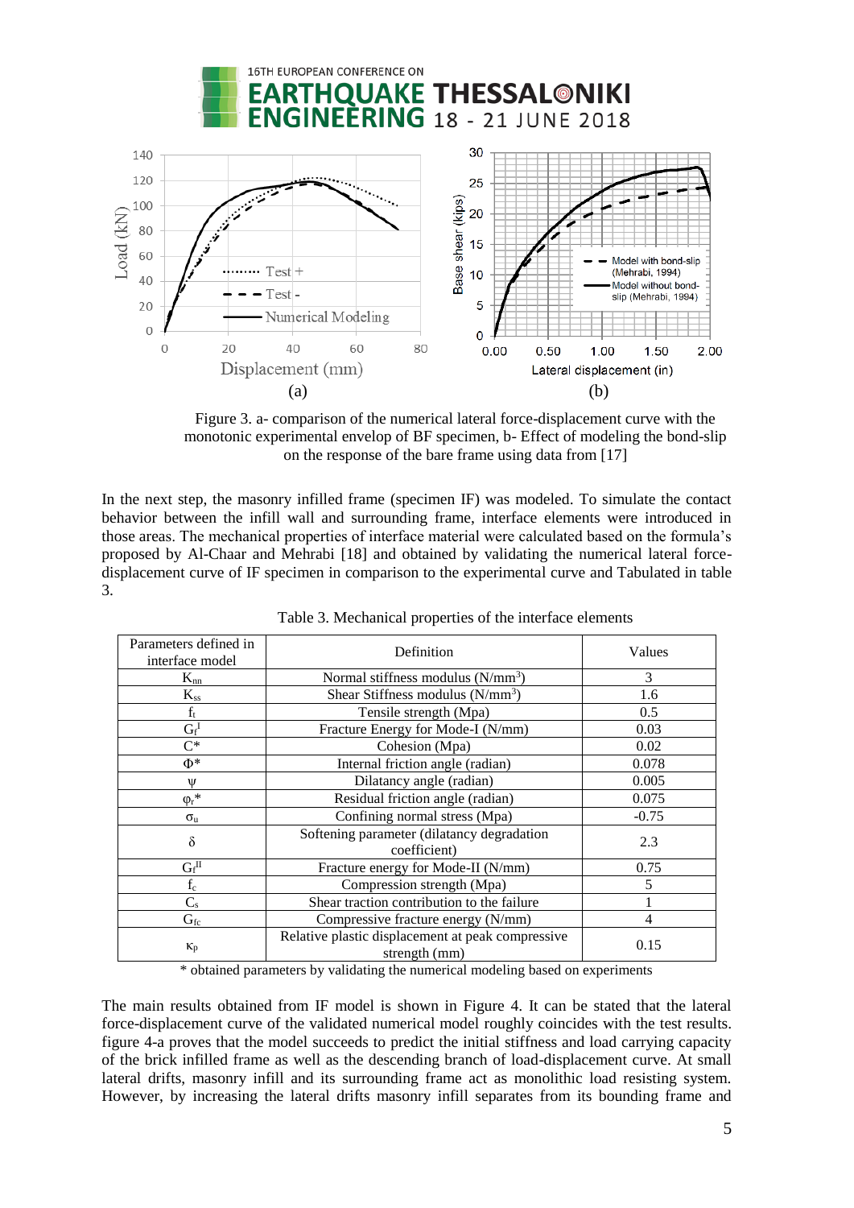Figure 3. a- comparison of the numerical lateral force-displacement curve with the monotonic experimental envelop of BF specimen, b- Effect of modeling the bond-slip on the response of the bare frame using data from [17]

In the next step, the masonry infilled frame (specimen IF) was modeled. To simulate the contact behavior between the infill wall and surrounding frame, interface elements were introduced in those areas. The mechanical properties of interface material were calculated based on the formula's proposed by Al-Chaar and Mehrabi [18] and obtained by validating the numerical lateral force-displacement curve of IF specimen in comparison to the experimental curve and Tabulated in table 3.

Table 3. Mechanical properties of the interface elements

| Parameters defined in interface model | Definition | Values |
|---|---|---|
| $K_{nn}$ | Normal stiffness modulus (N/mm$^3$) | 3 |
| $K_{ss}$ | Shear Stiffness modulus (N/mm$^3$) | 1.6 |
| $f_t$ | Tensile strength (Mpa) | 0.5 |
| $G_f^I$ | Fracture Energy for Mode-I (N/mm) | 0.03 |
| C* | Cohesion (Mpa) | 0.02 |
| Φ* | Internal friction angle (radian) | 0.078 |
| ψ | Dilatancy angle (radian) | 0.005 |
| $\varphi_r$* | Residual friction angle (radian) | 0.075 |
| $\sigma_u$ | Confining normal stress (Mpa) | -0.75 |
| δ | Softening parameter (dilatancy degradation coefficient) | 2.3 |
| $G_f^{II}$ | Fracture energy for Mode-II (N/mm) | 0.75 |
| $f_c$ | Compression strength (Mpa) | 5 |
| $C_s$ | Shear traction contribution to the failure | 1 |
| $G_{fc}$ | Compressive fracture energy (N/mm) | 4 |
| $\kappa_p$ | Relative plastic displacement at peak compressive strength (mm) | 0.15 |

\* obtained parameters by validating the numerical modeling based on experiments

The main results obtained from IF model is shown in Figure 4. It can be stated that the lateral force-displacement curve of the validated numerical model roughly coincides with the test results. figure 4-a proves that the model succeeds to predict the initial stiffness and load carrying capacity of the brick infilled frame as well as the descending branch of load-displacement curve. At small lateral drifts, masonry infill and its surrounding frame act as monolithic load resisting system. However, by increasing the lateral drifts masonry infill separates from its bounding frame and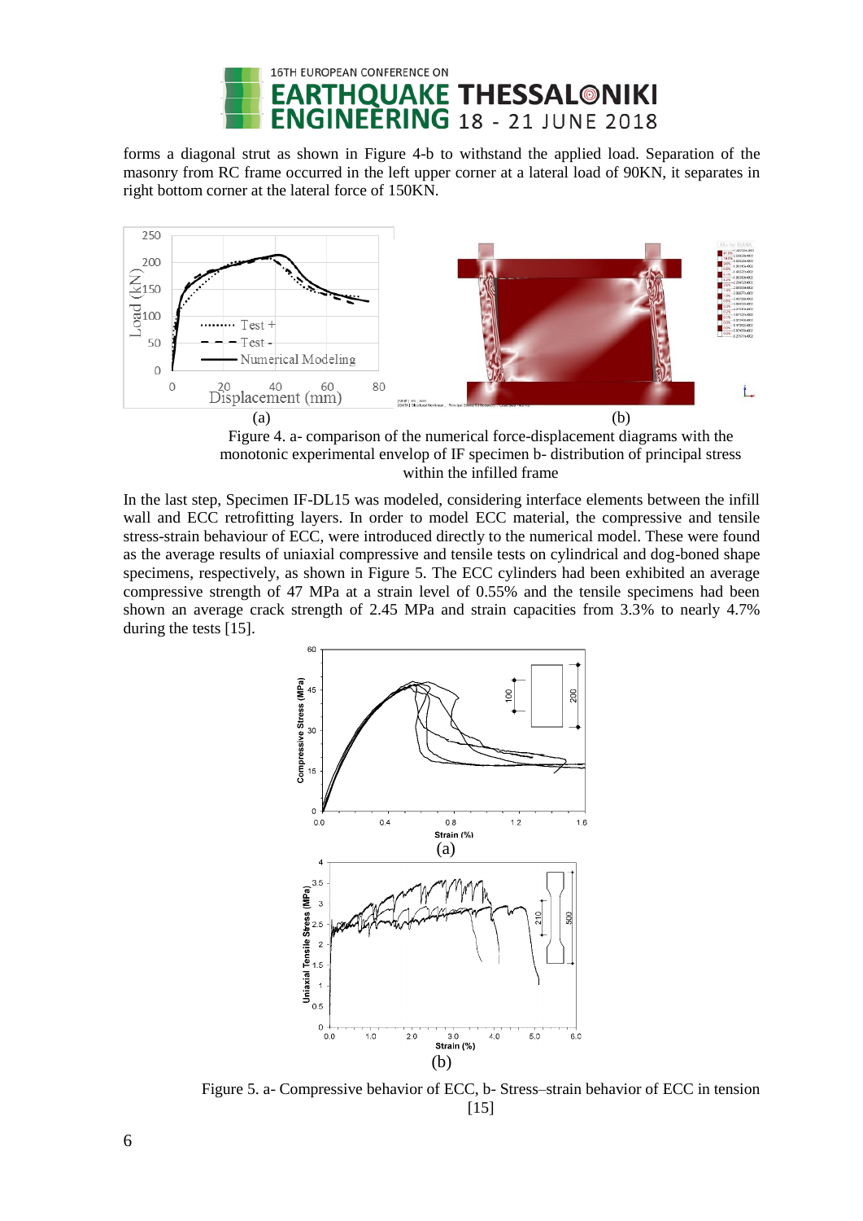forms a diagonal strut as shown in Figure 4-b to withstand the applied load. Separation of the masonry from RC frame occurred in the left upper corner at a lateral load of 90KN, it separates in right bottom corner at the lateral force of 150KN.

Figure 4. a- comparison of the numerical force-displacement diagrams with the monotonic experimental envelop of IF specimen b- distribution of principal stress within the infilled frame

In the last step, Specimen IF-DL15 was modeled, considering interface elements between the infill wall and ECC retrofitting layers. In order to model ECC material, the compressive and tensile stress-strain behaviour of ECC, were introduced directly to the numerical model. These were found as the average results of uniaxial compressive and tensile tests on cylindrical and dog-boned shape specimens, respectively, as shown in Figure 5. The ECC cylinders had been exhibited an average compressive strength of 47 MPa at a strain level of 0.55% and the tensile specimens had been shown an average crack strength of 2.45 MPa and strain capacities from 3.3% to nearly 4.7% during the tests [15].

Figure 5. a- Compressive behavior of ECC, b- Stress–strain behavior of ECC in tension [15]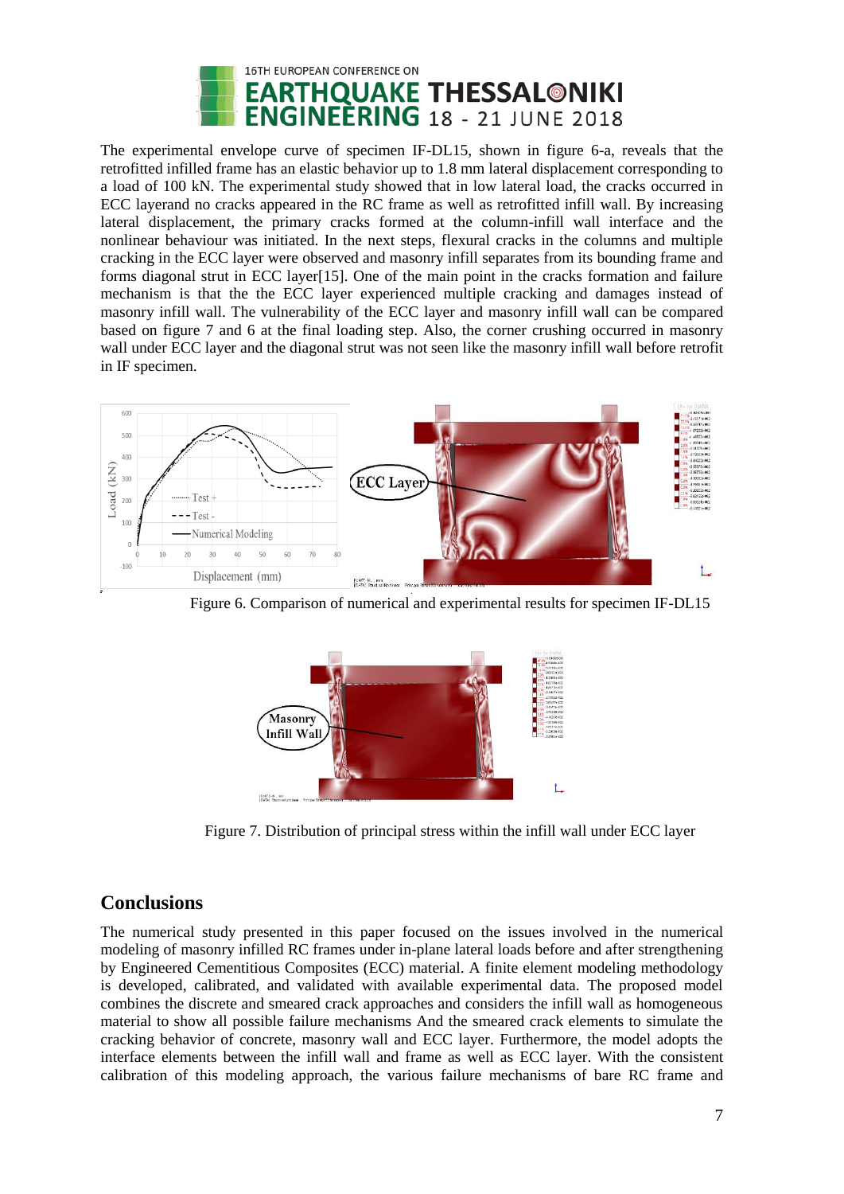The experimental envelope curve of specimen IF-DL15, shown in figure 6-a, reveals that the retrofitted infilled frame has an elastic behavior up to 1.8 mm lateral displacement corresponding to a load of 100 kN. The experimental study showed that in low lateral load, the cracks occurred in ECC layerand no cracks appeared in the RC frame as well as retrofitted infill wall. By increasing lateral displacement, the primary cracks formed at the column-infill wall interface and the nonlinear behaviour was initiated. In the next steps, flexural cracks in the columns and multiple cracking in the ECC layer were observed and masonry infill separates from its bounding frame and forms diagonal strut in ECC layer[15]. One of the main point in the cracks formation and failure mechanism is that the the ECC layer experienced multiple cracking and damages instead of masonry infill wall. The vulnerability of the ECC layer and masonry infill wall can be compared based on figure 7 and 6 at the final loading step. Also, the corner crushing occurred in masonry wall under ECC layer and the diagonal strut was not seen like the masonry infill wall before retrofit in IF specimen.

Figure 6. Comparison of numerical and experimental results for specimen IF-DL15

Figure 7. Distribution of principal stress within the infill wall under ECC layer

## Conclusions

The numerical study presented in this paper focused on the issues involved in the numerical modeling of masonry infilled RC frames under in-plane lateral loads before and after strengthening by Engineered Cementitious Composites (ECC) material. A finite element modeling methodology is developed, calibrated, and validated with available experimental data. The proposed model combines the discrete and smeared crack approaches and considers the infill wall as homogeneous material to show all possible failure mechanisms And the smeared crack elements to simulate the cracking behavior of concrete, masonry wall and ECC layer. Furthermore, the model adopts the interface elements between the infill wall and frame as well as ECC layer. With the consistent calibration of this modeling approach, the various failure mechanisms of bare RC frame and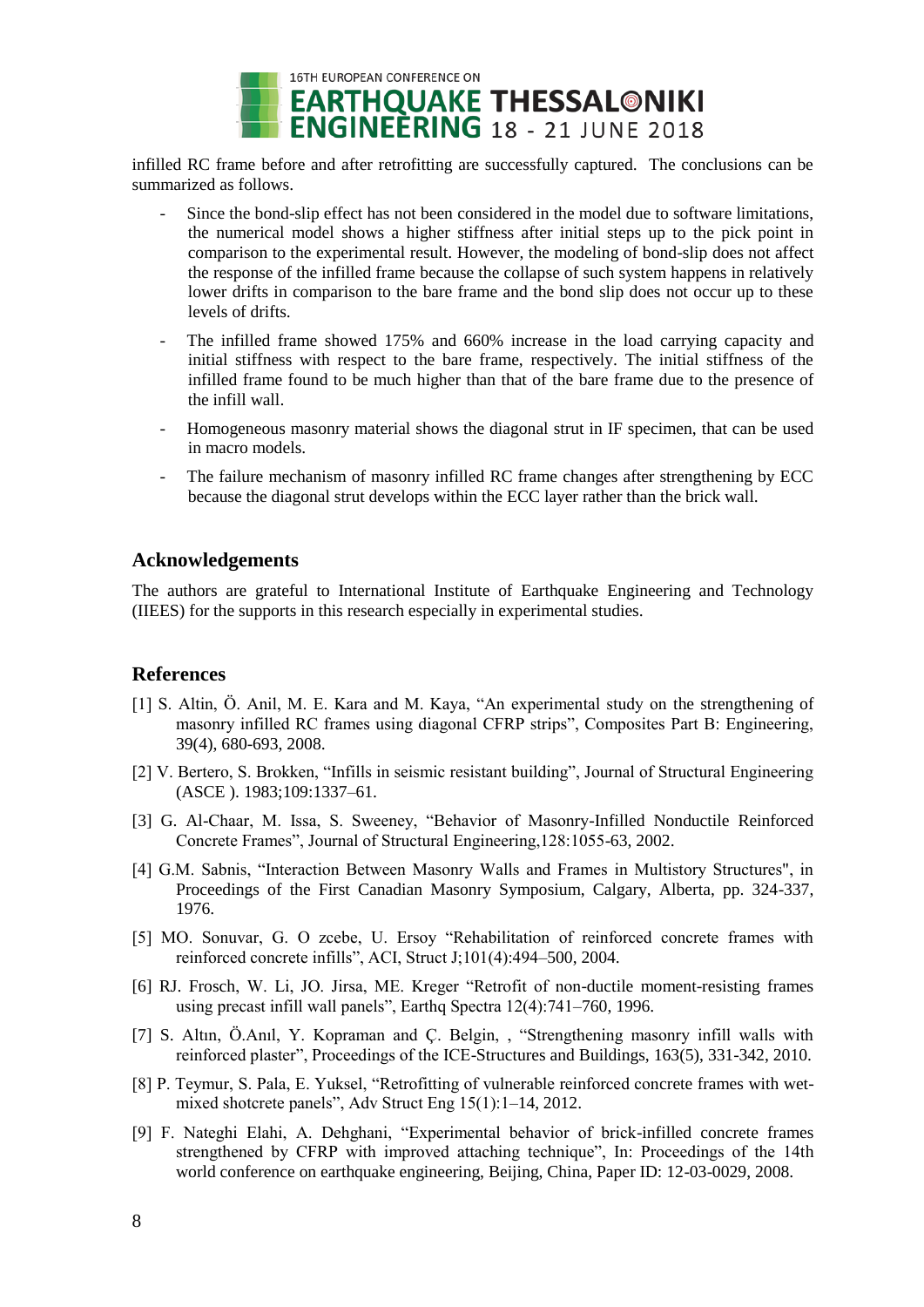infilled RC frame before and after retrofitting are successfully captured. The conclusions can be summarized as follows.

- Since the bond-slip effect has not been considered in the model due to software limitations, the numerical model shows a higher stiffness after initial steps up to the pick point in comparison to the experimental result. However, the modeling of bond-slip does not affect the response of the infilled frame because the collapse of such system happens in relatively lower drifts in comparison to the bare frame and the bond slip does not occur up to these levels of drifts.
- The infilled frame showed 175% and 660% increase in the load carrying capacity and initial stiffness with respect to the bare frame, respectively. The initial stiffness of the infilled frame found to be much higher than that of the bare frame due to the presence of the infill wall.
- Homogeneous masonry material shows the diagonal strut in IF specimen, that can be used in macro models.
- The failure mechanism of masonry infilled RC frame changes after strengthening by ECC because the diagonal strut develops within the ECC layer rather than the brick wall.

## Acknowledgements

The authors are grateful to International Institute of Earthquake Engineering and Technology (IIEES) for the supports in this research especially in experimental studies.

## References

[1] S. Altin, Ö. Anil, M. E. Kara and M. Kaya, "An experimental study on the strengthening of masonry infilled RC frames using diagonal CFRP strips", Composites Part B: Engineering, 39(4), 680-693, 2008.

[2] V. Bertero, S. Brokken, "Infills in seismic resistant building", Journal of Structural Engineering (ASCE ). 1983;109:1337–61.

[3] G. Al-Chaar, M. Issa, S. Sweeney, "Behavior of Masonry-Infilled Nonductile Reinforced Concrete Frames", Journal of Structural Engineering,128:1055-63, 2002.

[4] G.M. Sabnis, "Interaction Between Masonry Walls and Frames in Multistory Structures", in Proceedings of the First Canadian Masonry Symposium, Calgary, Alberta, pp. 324-337, 1976.

[5] MO. Sonuvar, G. O zcebe, U. Ersoy "Rehabilitation of reinforced concrete frames with reinforced concrete infills", ACI, Struct J;101(4):494–500, 2004.

[6] RJ. Frosch, W. Li, JO. Jirsa, ME. Kreger "Retrofit of non-ductile moment-resisting frames using precast infill wall panels", Earthq Spectra 12(4):741–760, 1996.

[7] S. Altın, Ö.Anıl, Y. Kopraman and Ç. Belgin, , "Strengthening masonry infill walls with reinforced plaster", Proceedings of the ICE-Structures and Buildings, 163(5), 331-342, 2010.

[8] P. Teymur, S. Pala, E. Yuksel, "Retrofitting of vulnerable reinforced concrete frames with wet-mixed shotcrete panels", Adv Struct Eng 15(1):1–14, 2012.

[9] F. Nateghi Elahi, A. Dehghani, "Experimental behavior of brick-infilled concrete frames strengthened by CFRP with improved attaching technique", In: Proceedings of the 14th world conference on earthquake engineering, Beijing, China, Paper ID: 12-03-0029, 2008.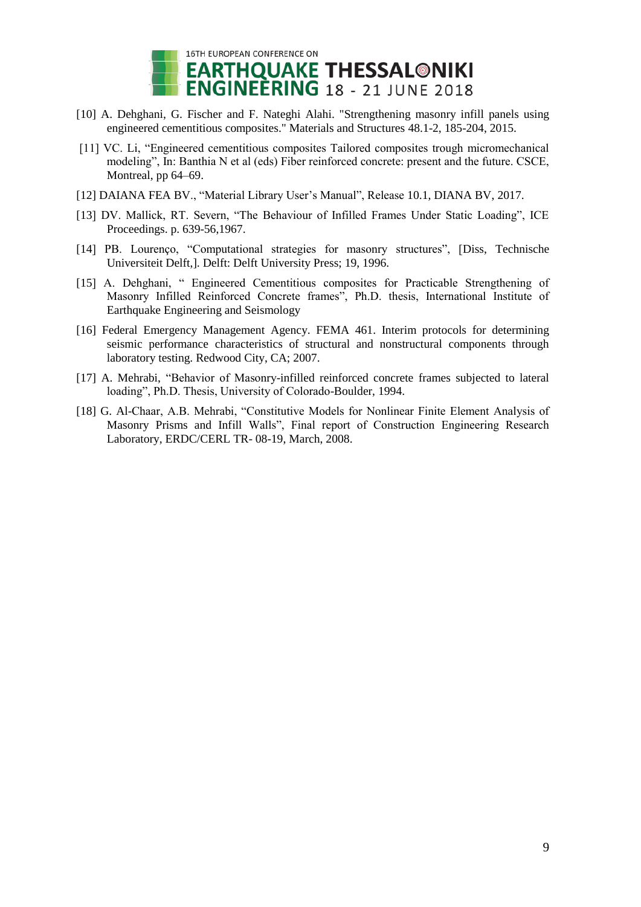[10] A. Dehghani, G. Fischer and F. Nateghi Alahi. "Strengthening masonry infill panels using engineered cementitious composites." Materials and Structures 48.1-2, 185-204, 2015.

[11] VC. Li, "Engineered cementitious composites Tailored composites trough micromechanical modeling", In: Banthia N et al (eds) Fiber reinforced concrete: present and the future. CSCE, Montreal, pp 64–69.

[12] DAIANA FEA BV., "Material Library User's Manual", Release 10.1, DIANA BV, 2017.

[13] DV. Mallick, RT. Severn, "The Behaviour of Infilled Frames Under Static Loading", ICE Proceedings. p. 639-56,1967.

[14] PB. Lourenço, "Computational strategies for masonry structures", [Diss, Technische Universiteit Delft,]. Delft: Delft University Press; 19, 1996.

[15] A. Dehghani, " Engineered Cementitious composites for Practicable Strengthening of Masonry Infilled Reinforced Concrete frames", Ph.D. thesis, International Institute of Earthquake Engineering and Seismology

[16] Federal Emergency Management Agency. FEMA 461. Interim protocols for determining seismic performance characteristics of structural and nonstructural components through laboratory testing. Redwood City, CA; 2007.

[17] A. Mehrabi, "Behavior of Masonry-infilled reinforced concrete frames subjected to lateral loading", Ph.D. Thesis, University of Colorado-Boulder, 1994.

[18] G. Al-Chaar, A.B. Mehrabi, "Constitutive Models for Nonlinear Finite Element Analysis of Masonry Prisms and Infill Walls", Final report of Construction Engineering Research Laboratory, ERDC/CERL TR- 08-19, March, 2008.